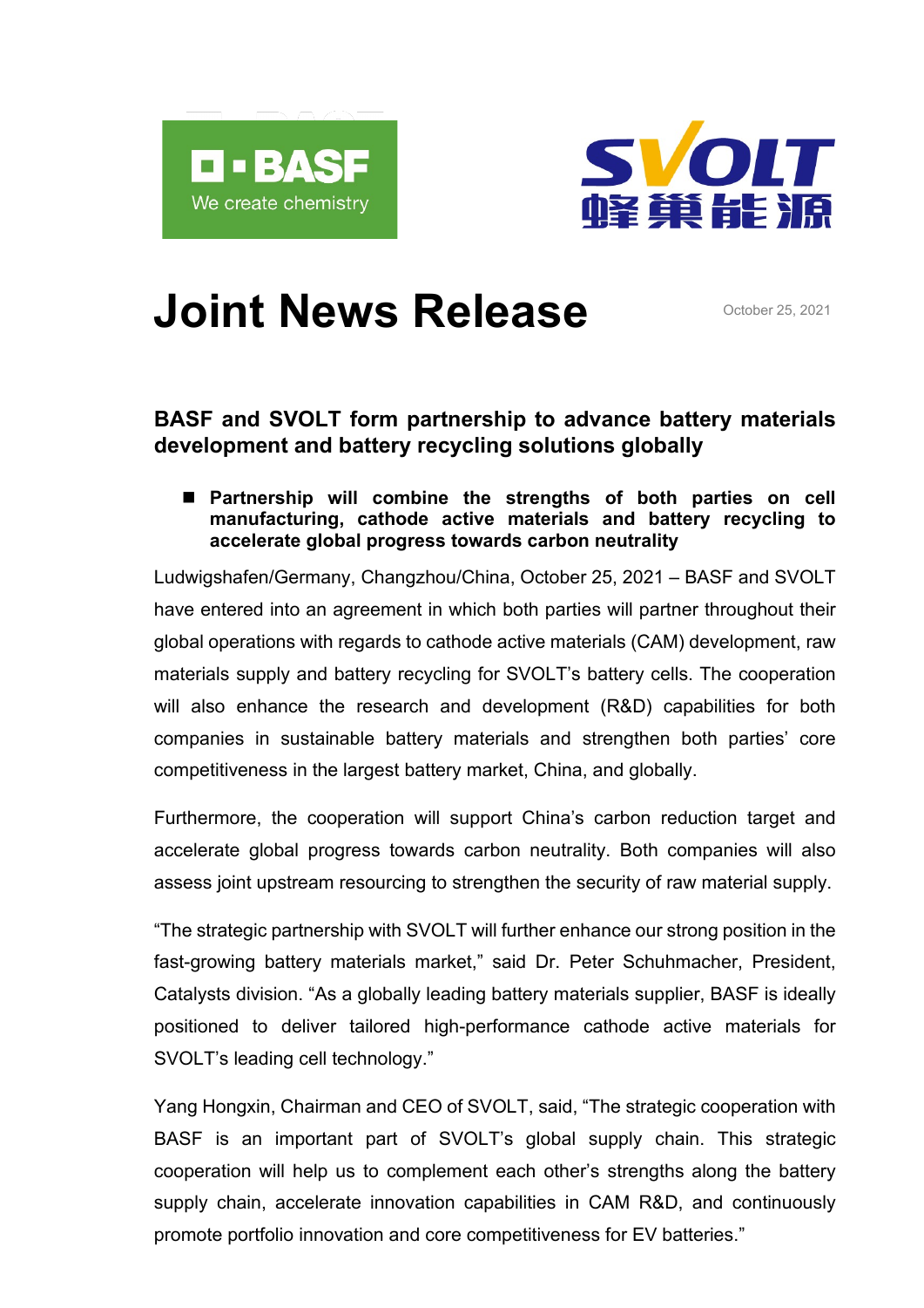# Joint News Release

October 25, 2021

## BASF and SVOLT form partnership to advance battery materials development and battery recycling solutions globally

- **Partnership will combine the strengths of both parties on cell manufacturing, cathode active materials and battery recycling to accelerate global progress towards carbon neutrality**

Ludwigshafen/Germany, Changzhou/China, October 25, 2021 – BASF and SVOLT have entered into an agreement in which both parties will partner throughout their global operations with regards to cathode active materials (CAM) development, raw materials supply and battery recycling for SVOLT's battery cells. The cooperation will also enhance the research and development (R&D) capabilities for both companies in sustainable battery materials and strengthen both parties' core competitiveness in the largest battery market, China, and globally.

Furthermore, the cooperation will support China's carbon reduction target and accelerate global progress towards carbon neutrality. Both companies will also assess joint upstream resourcing to strengthen the security of raw material supply.

"The strategic partnership with SVOLT will further enhance our strong position in the fast-growing battery materials market," said Dr. Peter Schuhmacher, President, Catalysts division. "As a globally leading battery materials supplier, BASF is ideally positioned to deliver tailored high-performance cathode active materials for SVOLT's leading cell technology."

Yang Hongxin, Chairman and CEO of SVOLT, said, "The strategic cooperation with BASF is an important part of SVOLT's global supply chain. This strategic cooperation will help us to complement each other's strengths along the battery supply chain, accelerate innovation capabilities in CAM R&D, and continuously promote portfolio innovation and core competitiveness for EV batteries."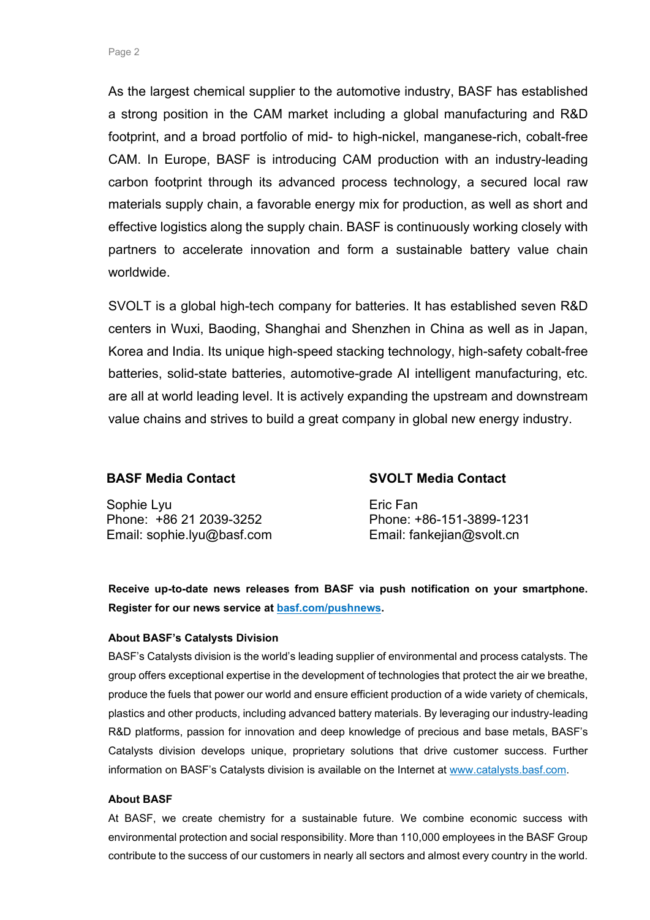As the largest chemical supplier to the automotive industry, BASF has established a strong position in the CAM market including a global manufacturing and R&D footprint, and a broad portfolio of mid- to high-nickel, manganese-rich, cobalt-free CAM. In Europe, BASF is introducing CAM production with an industry-leading carbon footprint through its advanced process technology, a secured local raw materials supply chain, a favorable energy mix for production, as well as short and effective logistics along the supply chain. BASF is continuously working closely with partners to accelerate innovation and form a sustainable battery value chain worldwide.

SVOLT is a global high-tech company for batteries. It has established seven R&D centers in Wuxi, Baoding, Shanghai and Shenzhen in China as well as in Japan, Korea and India. Its unique high-speed stacking technology, high-safety cobalt-free batteries, solid-state batteries, automotive-grade AI intelligent manufacturing, etc. are all at world leading level. It is actively expanding the upstream and downstream value chains and strives to build a great company in global new energy industry.

**BASF Media Contact**

Sophie Lyu
Phone: +86 21 2039-3252
Email: sophie.lyu@basf.com

**SVOLT Media Contact**

Eric Fan
Phone: +86-151-3899-1231
Email: fankejian@svolt.cn

**Receive up-to-date news releases from BASF via push notification on your smartphone. Register for our news service at basf.com/pushnews.**

**About BASF's Catalysts Division**

BASF's Catalysts division is the world's leading supplier of environmental and process catalysts. The group offers exceptional expertise in the development of technologies that protect the air we breathe, produce the fuels that power our world and ensure efficient production of a wide variety of chemicals, plastics and other products, including advanced battery materials. By leveraging our industry-leading R&D platforms, passion for innovation and deep knowledge of precious and base metals, BASF's Catalysts division develops unique, proprietary solutions that drive customer success. Further information on BASF's Catalysts division is available on the Internet at www.catalysts.basf.com.

**About BASF**

At BASF, we create chemistry for a sustainable future. We combine economic success with environmental protection and social responsibility. More than 110,000 employees in the BASF Group contribute to the success of our customers in nearly all sectors and almost every country in the world.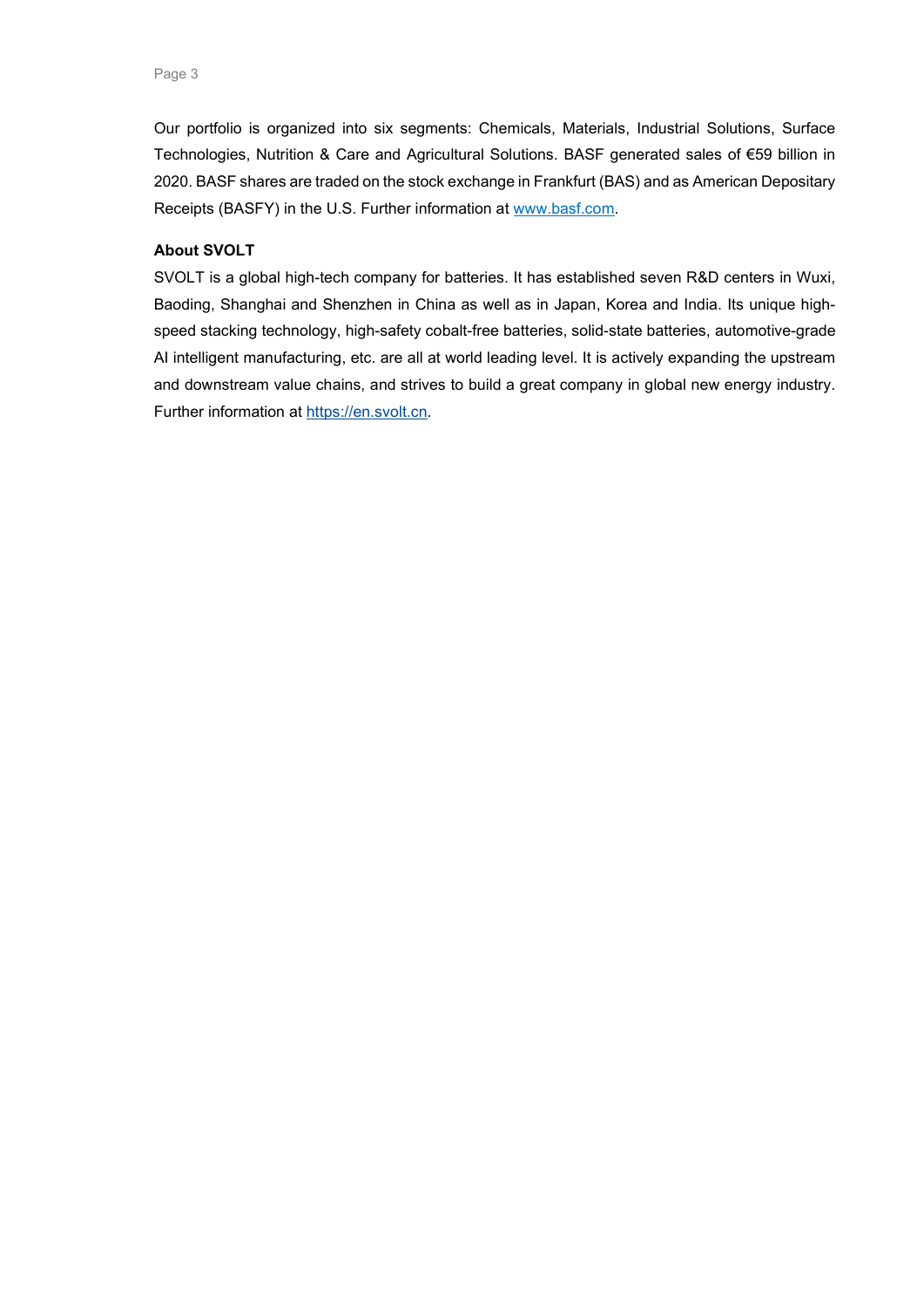Our portfolio is organized into six segments: Chemicals, Materials, Industrial Solutions, Surface Technologies, Nutrition & Care and Agricultural Solutions. BASF generated sales of €59 billion in 2020. BASF shares are traded on the stock exchange in Frankfurt (BAS) and as American Depositary Receipts (BASFY) in the U.S. Further information at www.basf.com.

**About SVOLT**

SVOLT is a global high-tech company for batteries. It has established seven R&D centers in Wuxi, Baoding, Shanghai and Shenzhen in China as well as in Japan, Korea and India. Its unique high-speed stacking technology, high-safety cobalt-free batteries, solid-state batteries, automotive-grade AI intelligent manufacturing, etc. are all at world leading level. It is actively expanding the upstream and downstream value chains, and strives to build a great company in global new energy industry. Further information at https://en.svolt.cn.